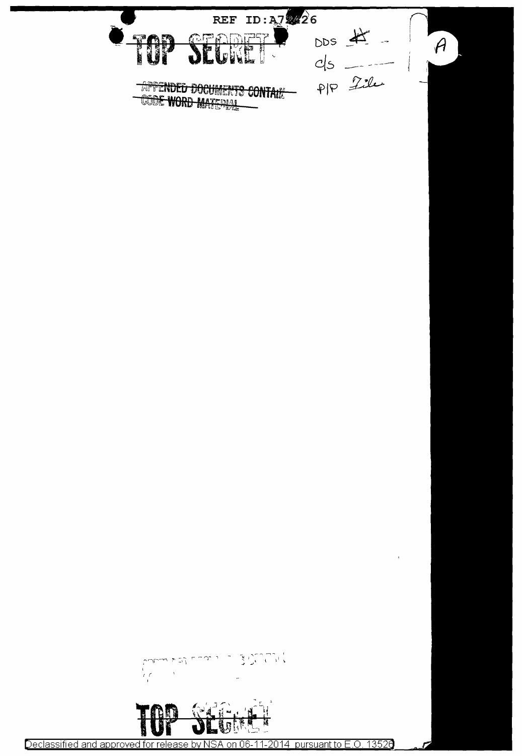REF ID:A72426

TOP SECRET

~~APPENDED DOCUMENTS CONTAIN CODE WORD MATERIAL~~

DDS #
C/S
P/P File

A

TOP SECRET

Declassified and approved for release by NSA on 06-11-2014 pursuant to E.O. 13526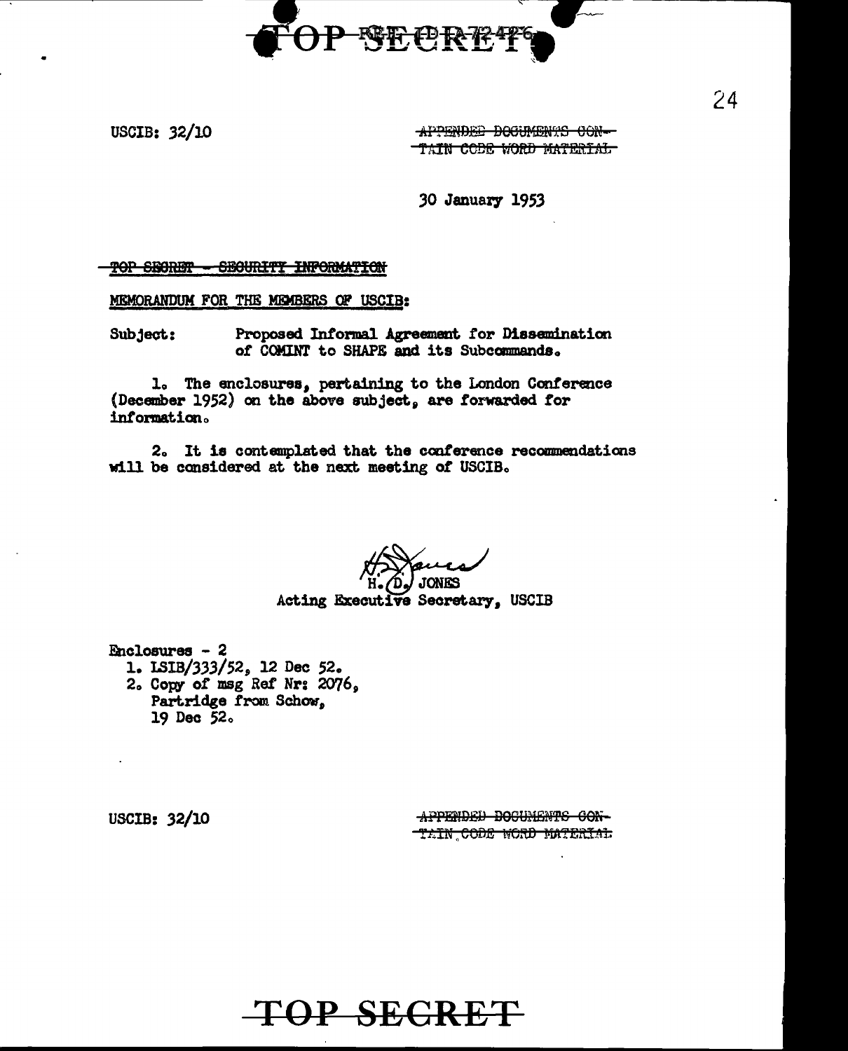USCIB: 32/10

~~APPENDED DOCUMENTS CONTAIN CODE WORD MATERIAL~~

30 January 1953

~~TOP SECRET - SECURITY INFORMATION~~

MEMORANDUM FOR THE MEMBERS OF USCIB:

Subject: Proposed Informal Agreement for Dissemination of COMINT to SHAPE and its Subcommands.

1. The enclosures, pertaining to the London Conference (December 1952) on the above subject, are forwarded for information.

2. It is contemplated that the conference recommendations will be considered at the next meeting of USCIB.

H. D. JONES
Acting Executive Secretary, USCIB

Enclosures - 2
1. LSIB/333/52, 12 Dec 52.
2. Copy of msg Ref Nr: 2076, Partridge from Schow, 19 Dec 52.

USCIB: 32/10

~~APPENDED DOCUMENTS CONTAIN CODE WORD MATERIAL~~

**TOP SECRET**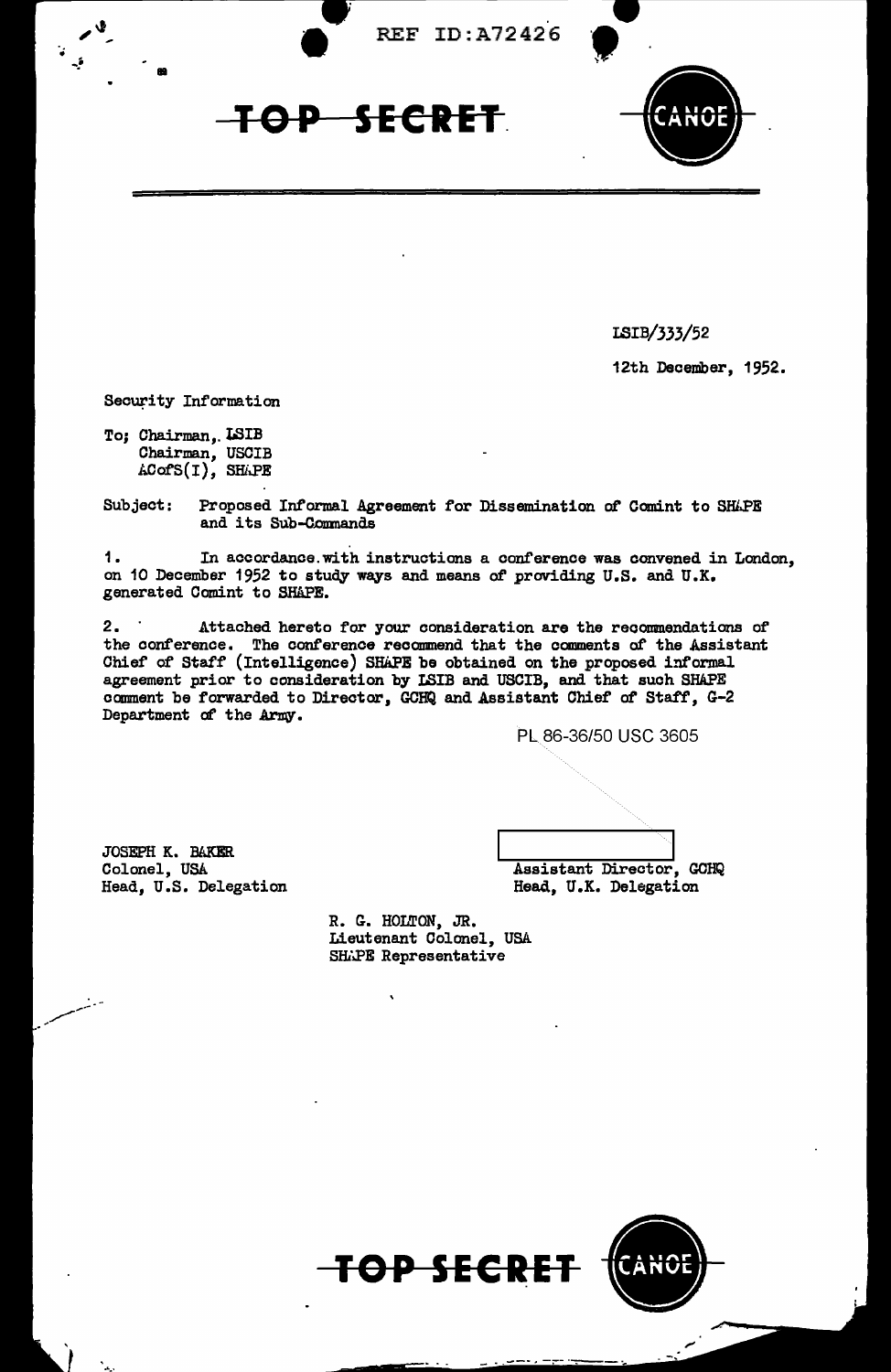REF ID:A72426

**TOP SECRET** CANOE

LSIB/333/52

12th December, 1952.

Security Information

To; Chairman, LSIB
Chairman, USCIB
ACofS(I), SHAPE

Subject: Proposed Informal Agreement for Dissemination of Comint to SHAPE and its Sub-Commands

1. In accordance with instructions a conference was convened in London, on 10 December 1952 to study ways and means of providing U.S. and U.K. generated Comint to SHAPE.

2. Attached hereto for your consideration are the recommendations of the conference. The conference recommend that the comments of the Assistant Chief of Staff (Intelligence) SHAPE be obtained on the proposed informal agreement prior to consideration by LSIB and USCIB, and that such SHAPE comment be forwarded to Director, GCHQ and Assistant Chief of Staff, G-2 Department of the Army.

PL 86-36/50 USC 3605

JOSEPH K. BAKER
Colonel, USA
Head, U.S. Delegation

[redacted]
Assistant Director, GCHQ
Head, U.K. Delegation

R. G. HOLTON, JR.
Lieutenant Colonel, USA
SHAPE Representative

**TOP SECRET** CANOE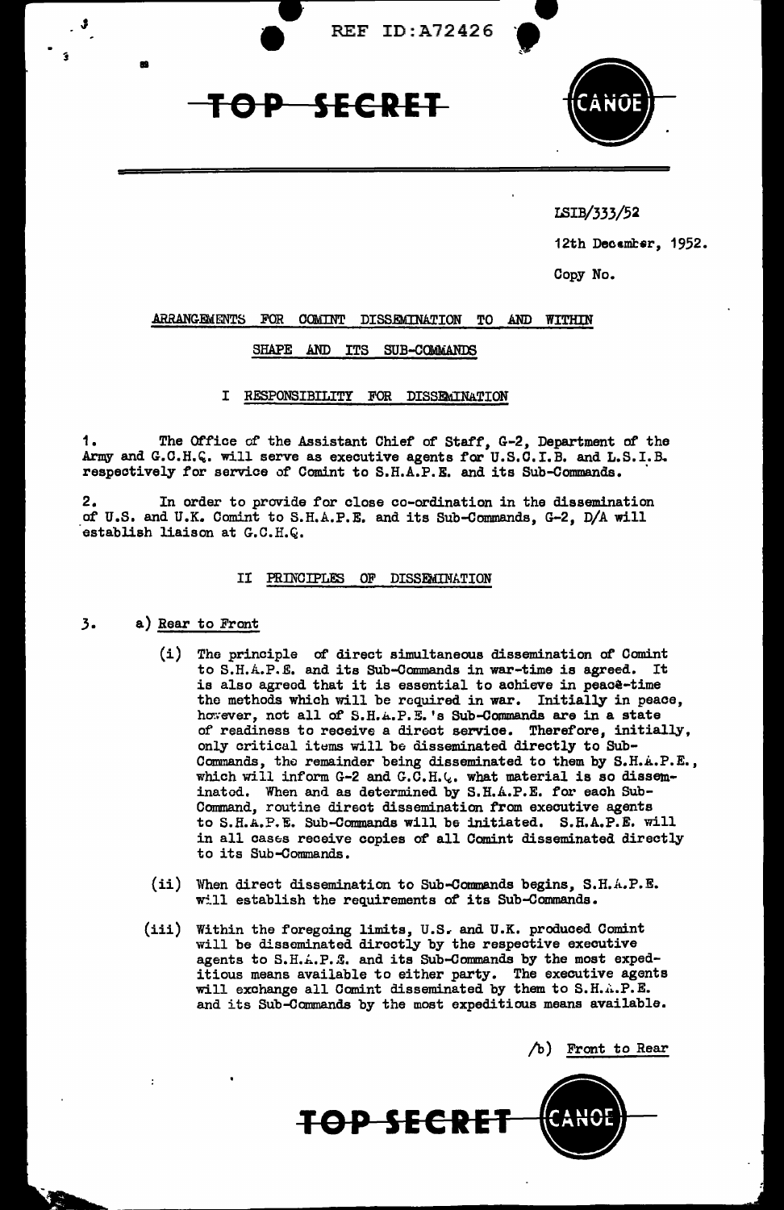REF ID:A72426

TOP SECRET CANOE

LSIB/333/52

12th December, 1952.

Copy No.

ARRANGEMENTS FOR COMINT DISSEMINATION TO AND WITHIN SHAPE AND ITS SUB-COMMANDS

I RESPONSIBILITY FOR DISSEMINATION

1. The Office of the Assistant Chief of Staff, G-2, Department of the Army and G.C.H.Q. will serve as executive agents for U.S.C.I.B. and L.S.I.B. respectively for service of Comint to S.H.A.P.E. and its Sub-Commands.

2. In order to provide for close co-ordination in the dissemination of U.S. and U.K. Comint to S.H.A.P.E. and its Sub-Commands, G-2, D/A will establish liaison at G.C.H.Q.

II PRINCIPLES OF DISSEMINATION

3. a) Rear to Front

(i) The principle of direct simultaneous dissemination of Comint to S.H.A.P.E. and its Sub-Commands in war-time is agreed. It is also agreed that it is essential to achieve in peace-time the methods which will be required in war. Initially in peace, however, not all of S.H.A.P.E.'s Sub-Commands are in a state of readiness to receive a direct service. Therefore, initially, only critical items will be disseminated directly to Sub-Commands, the remainder being disseminated to them by S.H.A.P.E., which will inform G-2 and G.C.H.Q. what material is so disseminated. When and as determined by S.H.A.P.E. for each Sub-Command, routine direct dissemination from executive agents to S.H.A.P.E. Sub-Commands will be initiated. S.H.A.P.E. will in all cases receive copies of all Comint disseminated directly to its Sub-Commands.

(ii) When direct dissemination to Sub-Commands begins, S.H.A.P.E. will establish the requirements of its Sub-Commands.

(iii) Within the foregoing limits, U.S. and U.K. produced Comint will be disseminated directly by the respective executive agents to S.H.A.P.E. and its Sub-Commands by the most expeditious means available to either party. The executive agents will exchange all Comint disseminated by them to S.H.A.P.E. and its Sub-Commands by the most expeditious means available.

/b) Front to Rear

TOP SECRET CANOE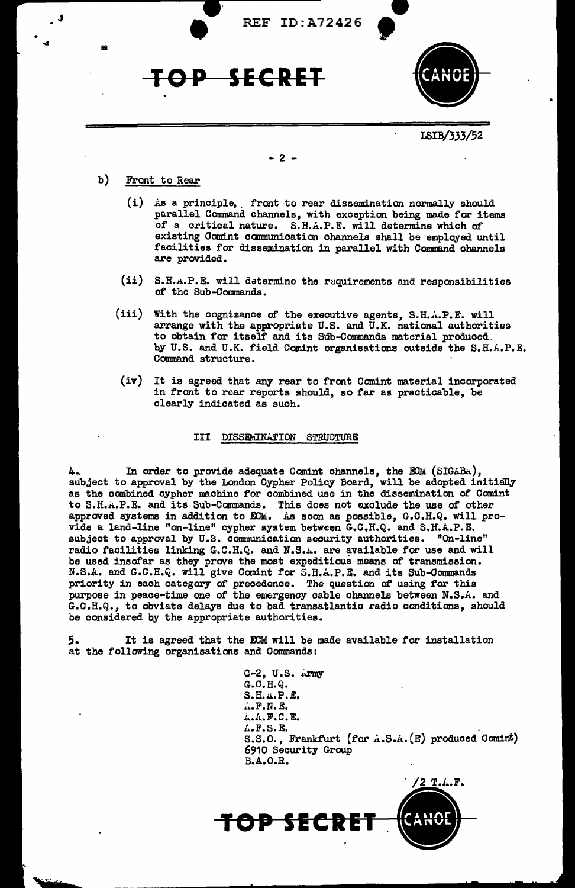TOP SECRET

CANOE

LSIB/333/52

b) Front to Rear

(i) As a principle, front to rear dissemination normally should parallel Command channels, with exception being made for items of a critical nature. S.H.A.P.E. will determine which of existing Comint communication channels shall be employed until facilities for dissemination in parallel with Command channels are provided.

(ii) S.H.A.P.E. will determine the requirements and responsibilities of the Sub-Commands.

(iii) With the cognizance of the executive agents, S.H.A.P.E. will arrange with the appropriate U.S. and U.K. national authorities to obtain for itself and its Sub-Commands material produced by U.S. and U.K. field Comint organisations outside the S.H.A.P.E. Command structure.

(iv) It is agreed that any rear to front Comint material incorporated in front to rear reports should, so far as practicable, be clearly indicated as such.

## III DISSEMINATION STRUCTURE

4. In order to provide adequate Comint channels, the ECM (SIGABA), subject to approval by the London Cypher Policy Board, will be adopted initially as the combined cypher machine for combined use in the dissemination of Comint to S.H.A.P.E. and its Sub-Commands. This does not exclude the use of other approved systems in addition to ECM. As soon as possible, G.C.H.Q. will provide a land-line "on-line" cypher system between G.C.H.Q. and S.H.A.P.E. subject to approval by U.S. communication security authorities. "On-line" radio facilities linking G.C.H.Q. and N.S.A. are available for use and will be used insofar as they prove the most expeditious means of transmission. N.S.A. and G.C.H.Q. will give Comint for S.H.A.P.E. and its Sub-Commands priority in each category of precedence. The question of using for this purpose in peace-time one of the emergency cable channels between N.S.A. and G.C.H.Q., to obviate delays due to bad transatlantic radio conditions, should be considered by the appropriate authorities.

5. It is agreed that the ECM will be made available for installation at the following organisations and Commands:

G-2, U.S. Army
G.C.H.Q.
S.H.A.P.E.
A.F.N.E.
A.A.F.C.E.
A.F.S.E.
S.S.O., Frankfurt (for A.S.A.(E) produced Comint)
6910 Security Group
B.A.O.R.

/2 T.A.F.

TOP SECRET

CANOE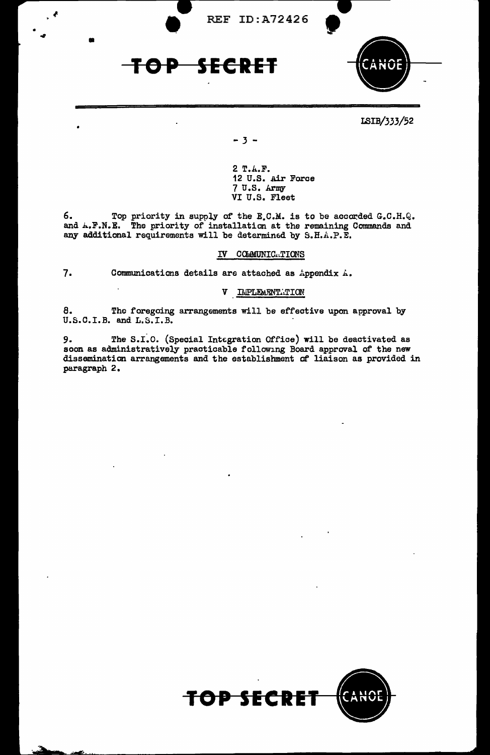2 T.A.F.
12 U.S. Air Force
7 U.S. Army
VI U.S. Fleet

6. Top priority in supply of the E.C.M. is to be accorded G.C.H.Q. and A.F.N.E. The priority of installation at the remaining Commands and any additional requirements will be determined by S.H.A.P.E.

## IV COMMUNICATIONS

7. Communications details are attached as Appendix A.

## V IMPLEMENTATION

8. The foregoing arrangements will be effective upon approval by U.S.C.I.B. and L.S.I.B.

9. The S.I.O. (Special Integration Office) will be deactivated as soon as administratively practicable following Board approval of the new dissemination arrangements and the establishment of liaison as provided in paragraph 2.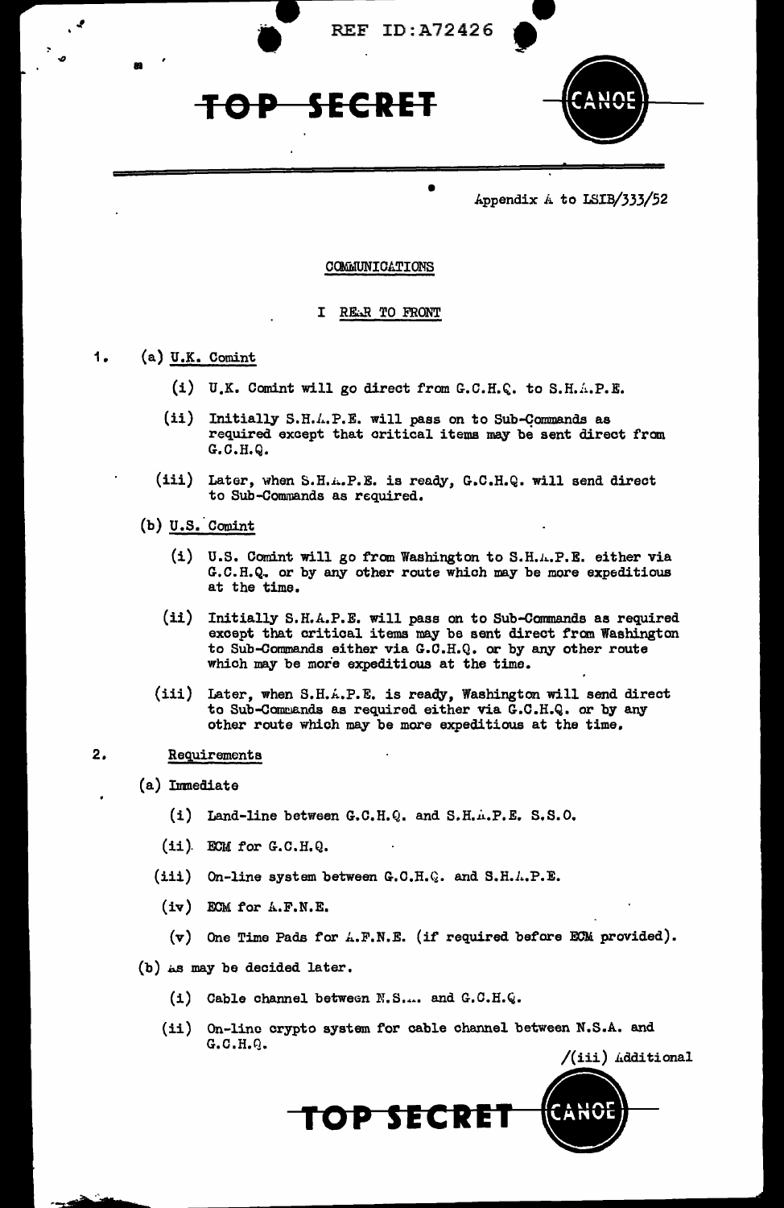REF ID:A72426

**TOP SECRET** CANOE

Appendix A to LSIB/333/52

COMMUNICATIONS

I REAR TO FRONT

1. (a) U.K. Comint

   (i) U.K. Comint will go direct from G.C.H.Q. to S.H.A.P.E.

   (ii) Initially S.H.A.P.E. will pass on to Sub-Commands as required except that critical items may be sent direct from G.C.H.Q.

   (iii) Later, when S.H.A.P.E. is ready, G.C.H.Q. will send direct to Sub-Commands as required.

   (b) U.S. Comint

   (i) U.S. Comint will go from Washington to S.H.A.P.E. either via G.C.H.Q. or by any other route which may be more expeditious at the time.

   (ii) Initially S.H.A.P.E. will pass on to Sub-Commands as required except that critical items may be sent direct from Washington to Sub-Commands either via G.C.H.Q. or by any other route which may be more expeditious at the time.

   (iii) Later, when S.H.A.P.E. is ready, Washington will send direct to Sub-Commands as required either via G.C.H.Q. or by any other route which may be more expeditious at the time.

2. Requirements

   (a) Immediate

   (i) Land-line between G.C.H.Q. and S.H.A.P.E. S.S.O.

   (ii) ECM for G.C.H.Q.

   (iii) On-line system between G.C.H.Q. and S.H.A.P.E.

   (iv) ECM for A.F.N.E.

   (v) One Time Pads for A.F.N.E. (if required before ECM provided).

   (b) As may be decided later.

   (i) Cable channel between N.S.A. and G.C.H.Q.

   (ii) On-line crypto system for cable channel between N.S.A. and G.C.H.Q.

/(iii) Additional

**TOP SECRET** CANOE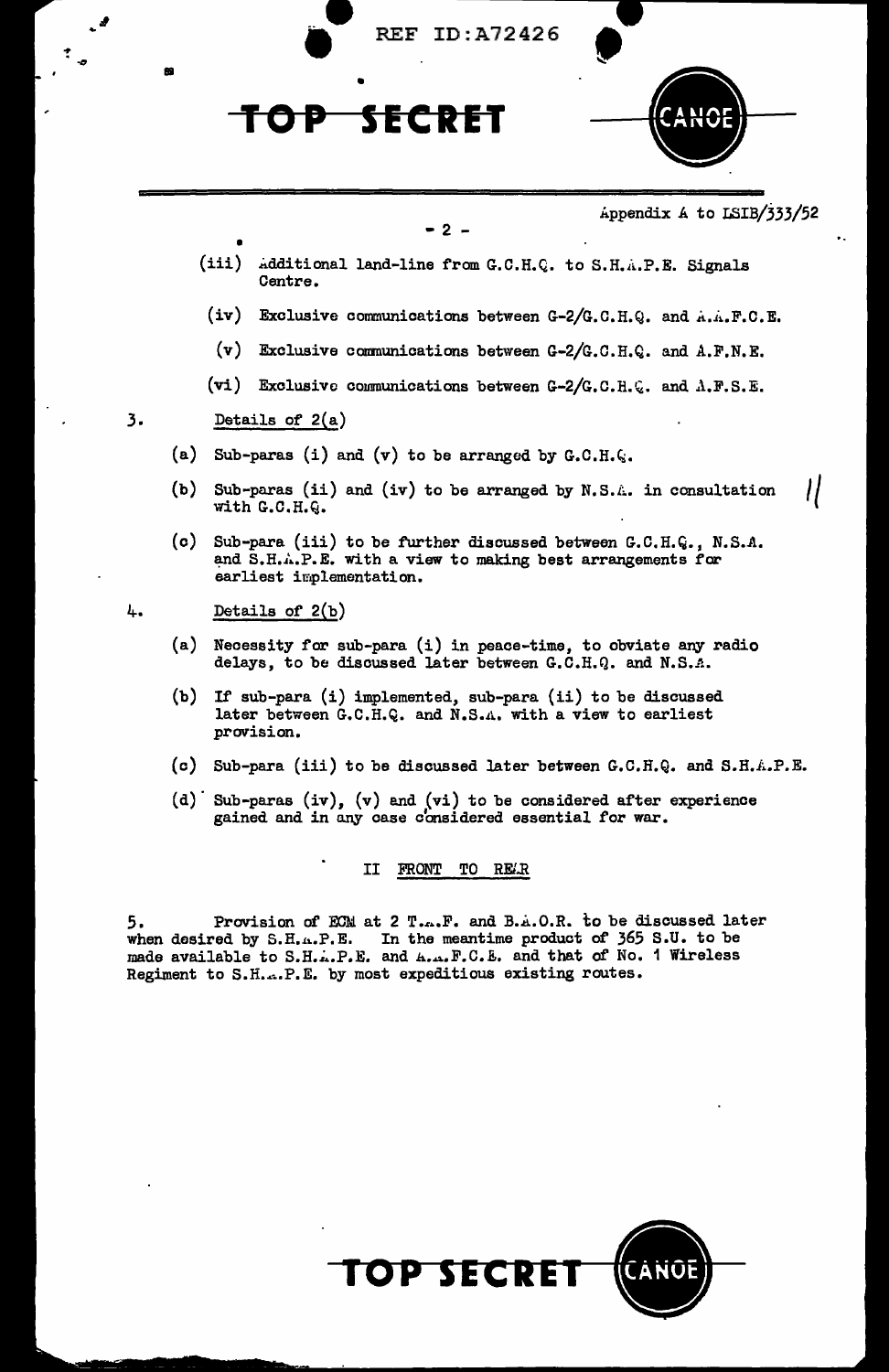Appendix A to LSIB/333/52

(iii) Additional land-line from G.C.H.Q. to S.H.A.P.E. Signals Centre.

(iv) Exclusive communications between G-2/G.C.H.Q. and A.A.F.C.E.

(v) Exclusive communications between G-2/G.C.H.Q. and A.F.N.E.

(vi) Exclusive communications between G-2/G.C.H.Q. and A.F.S.E.

3. Details of 2(a)

(a) Sub-paras (i) and (v) to be arranged by G.C.H.Q.

(b) Sub-paras (ii) and (iv) to be arranged by N.S.A. in consultation with G.C.H.Q.

(c) Sub-para (iii) to be further discussed between G.C.H.Q., N.S.A. and S.H.A.P.E. with a view to making best arrangements for earliest implementation.

4. Details of 2(b)

(a) Necessity for sub-para (i) in peace-time, to obviate any radio delays, to be discussed later between G.C.H.Q. and N.S.A.

(b) If sub-para (i) implemented, sub-para (ii) to be discussed later between G.C.H.Q. and N.S.A. with a view to earliest provision.

(c) Sub-para (iii) to be discussed later between G.C.H.Q. and S.H.A.P.E.

(d) Sub-paras (iv), (v) and (vi) to be considered after experience gained and in any case considered essential for war.

## II FRONT TO REAR

5. Provision of ECM at 2 T.A.F. and B.A.O.R. to be discussed later when desired by S.H.A.P.E. In the meantime product of 365 S.U. to be made available to S.H.A.P.E. and A.A.F.C.E. and that of No. 1 Wireless Regiment to S.H.A.P.E. by most expeditious existing routes.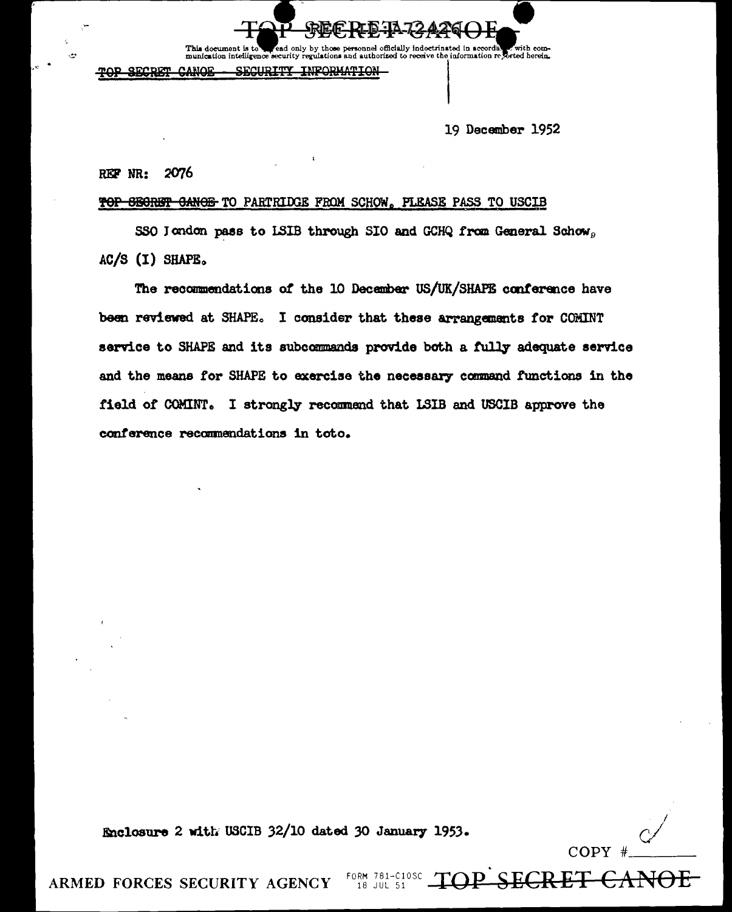TOP SECRET CANOE

This document is to be read only by those personnel officially indoctrinated in accordance with communication intelligence security regulations and authorized to receive the information reported herein.

~~TOP SECRET CANOE~~ - SECURITY INFORMATION

19 December 1952

REF NR: 2076

~~TOP SECRET CANOE~~ TO PARTRIDGE FROM SCHOW, PLEASE PASS TO USCIB

SSO London pass to LSIB through SIO and GCHQ from General Schow, AC/S (I) SHAPE.

The recommendations of the 10 December US/UK/SHAPE conference have been reviewed at SHAPE. I consider that these arrangements for COMINT service to SHAPE and its subcommands provide both a fully adequate service and the means for SHAPE to exercise the necessary command functions in the field of COMINT. I strongly recommend that LSIB and USCIB approve the conference recommendations in toto.

Enclosure 2 with USCIB 32/10 dated 30 January 1953.

COPY #

ARMED FORCES SECURITY AGENCY FORM 781-C10SC 18 JUL 51 TOP SECRET CANOE